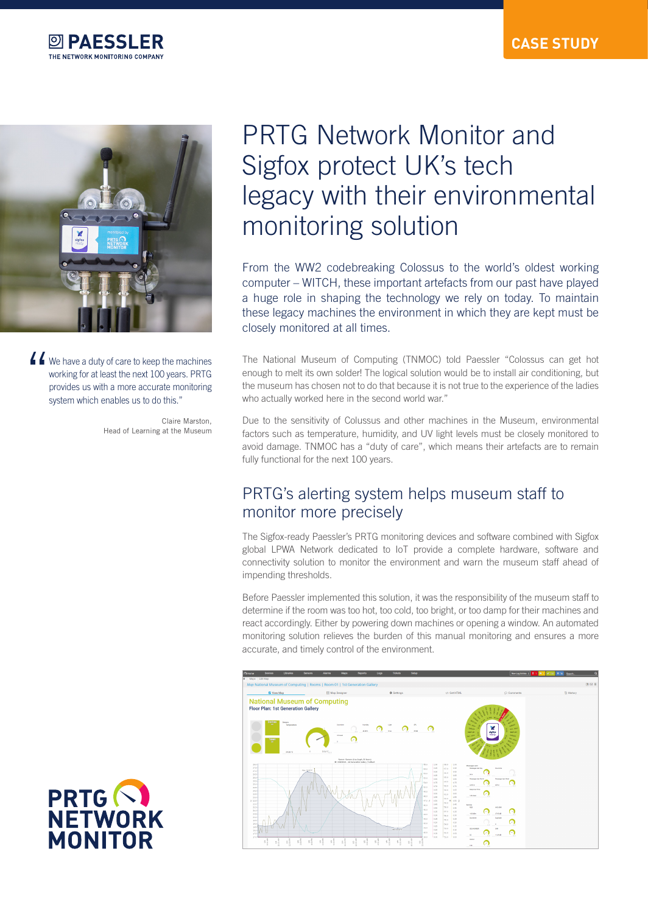CASE STUDY

# PRTG Network Monitor and Sigfox protect UK's tech legacy with their environmental monitoring solution

From the WW2 codebreaking Colossus to the world's oldest working computer – WITCH, these important artefacts from our past have played a huge role in shaping the technology we rely on today. To maintain these legacy machines the environment in which they are kept must be closely monitored at all times.

> "We have a duty of care to keep the machines working for at least the next 100 years. PRTG provides us with a more accurate monitoring system which enables us to do this."
>
> Claire Marston,
> Head of Learning at the Museum

The National Museum of Computing (TNMOC) told Paessler "Colossus can get hot enough to melt its own solder! The logical solution would be to install air conditioning, but the museum has chosen not to do that because it is not true to the experience of the ladies who actually worked here in the second world war."

Due to the sensitivity of Colussus and other machines in the Museum, environmental factors such as temperature, humidity, and UV light levels must be closely monitored to avoid damage. TNMOC has a "duty of care", which means their artefacts are to remain fully functional for the next 100 years.

## PRTG's alerting system helps museum staff to monitor more precisely

The Sigfox-ready Paessler's PRTG monitoring devices and software combined with Sigfox global LPWA Network dedicated to IoT provide a complete hardware, software and connectivity solution to monitor the environment and warn the museum staff ahead of impending thresholds.

Before Paessler implemented this solution, it was the responsibility of the museum staff to determine if the room was too hot, too cold, too bright, or too damp for their machines and react accordingly. Either by powering down machines or opening a window. An automated monitoring solution relieves the burden of this manual monitoring and ensures a more accurate, and timely control of the environment.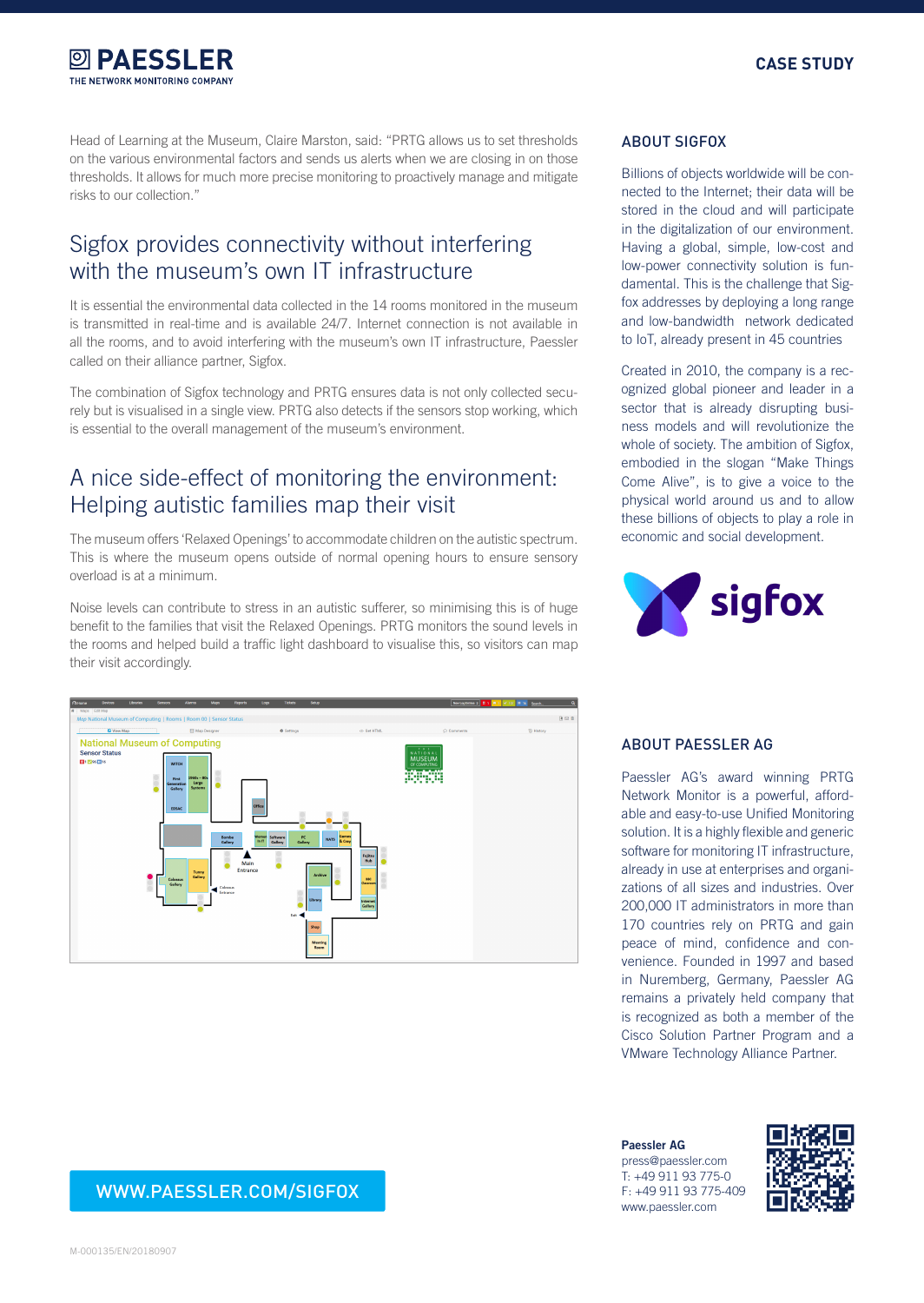Head of Learning at the Museum, Claire Marston, said: "PRTG allows us to set thresholds on the various environmental factors and sends us alerts when we are closing in on those thresholds. It allows for much more precise monitoring to proactively manage and mitigate risks to our collection."

## Sigfox provides connectivity without interfering with the museum's own IT infrastructure

It is essential the environmental data collected in the 14 rooms monitored in the museum is transmitted in real-time and is available 24/7. Internet connection is not available in all the rooms, and to avoid interfering with the museum's own IT infrastructure, Paessler called on their alliance partner, Sigfox.

The combination of Sigfox technology and PRTG ensures data is not only collected securely but is visualised in a single view. PRTG also detects if the sensors stop working, which is essential to the overall management of the museum's environment.

## A nice side-effect of monitoring the environment: Helping autistic families map their visit

The museum offers 'Relaxed Openings' to accommodate children on the autistic spectrum. This is where the museum opens outside of normal opening hours to ensure sensory overload is at a minimum.

Noise levels can contribute to stress in an autistic sufferer, so minimising this is of huge benefit to the families that visit the Relaxed Openings. PRTG monitors the sound levels in the rooms and helped build a traffic light dashboard to visualise this, so visitors can map their visit accordingly.

## ABOUT SIGFOX

Billions of objects worldwide will be connected to the Internet; their data will be stored in the cloud and will participate in the digitalization of our environment. Having a global, simple, low-cost and low-power connectivity solution is fundamental. This is the challenge that Sigfox addresses by deploying a long range and low-bandwidth network dedicated to IoT, already present in 45 countries

Created in 2010, the company is a recognized global pioneer and leader in a sector that is already disrupting business models and will revolutionize the whole of society. The ambition of Sigfox, embodied in the slogan "Make Things Come Alive", is to give a voice to the physical world around us and to allow these billions of objects to play a role in economic and social development.

## ABOUT PAESSLER AG

Paessler AG's award winning PRTG Network Monitor is a powerful, affordable and easy-to-use Unified Monitoring solution. It is a highly flexible and generic software for monitoring IT infrastructure, already in use at enterprises and organizations of all sizes and industries. Over 200,000 IT administrators in more than 170 countries rely on PRTG and gain peace of mind, confidence and convenience. Founded in 1997 and based in Nuremberg, Germany, Paessler AG remains a privately held company that is recognized as both a member of the Cisco Solution Partner Program and a VMware Technology Alliance Partner.

**Paessler AG**
press@paessler.com
T: +49 911 93 775-0
F: +49 911 93 775-409
www.paessler.com

WWW.PAESSLER.COM/SIGFOX

M-000135/EN/20180907